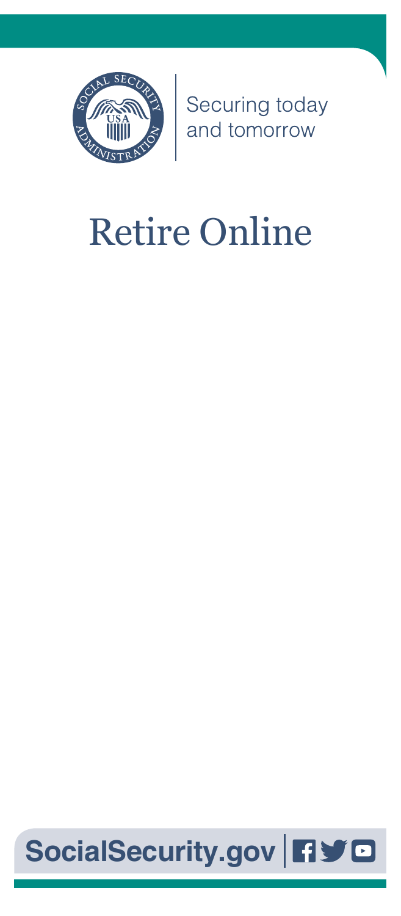Securing today and tomorrow

# Retire Online

**SocialSecurity.gov**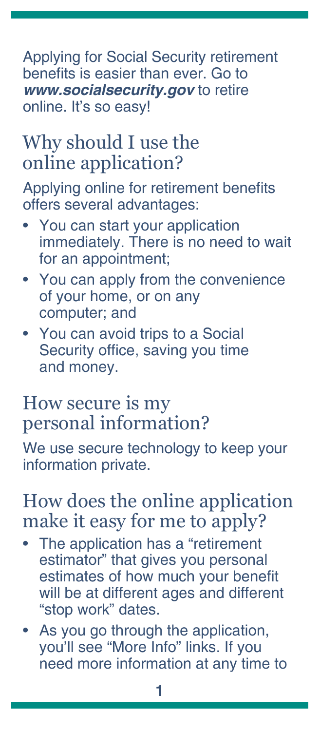Applying for Social Security retirement benefits is easier than ever. Go to ***www.socialsecurity.gov*** to retire online. It's so easy!

## Why should I use the online application?

Applying online for retirement benefits offers several advantages:

- You can start your application immediately. There is no need to wait for an appointment;
- You can apply from the convenience of your home, or on any computer; and
- You can avoid trips to a Social Security office, saving you time and money.

## How secure is my personal information?

We use secure technology to keep your information private.

## How does the online application make it easy for me to apply?

- The application has a "retirement estimator" that gives you personal estimates of how much your benefit will be at different ages and different "stop work" dates.
- As you go through the application, you'll see "More Info" links. If you need more information at any time to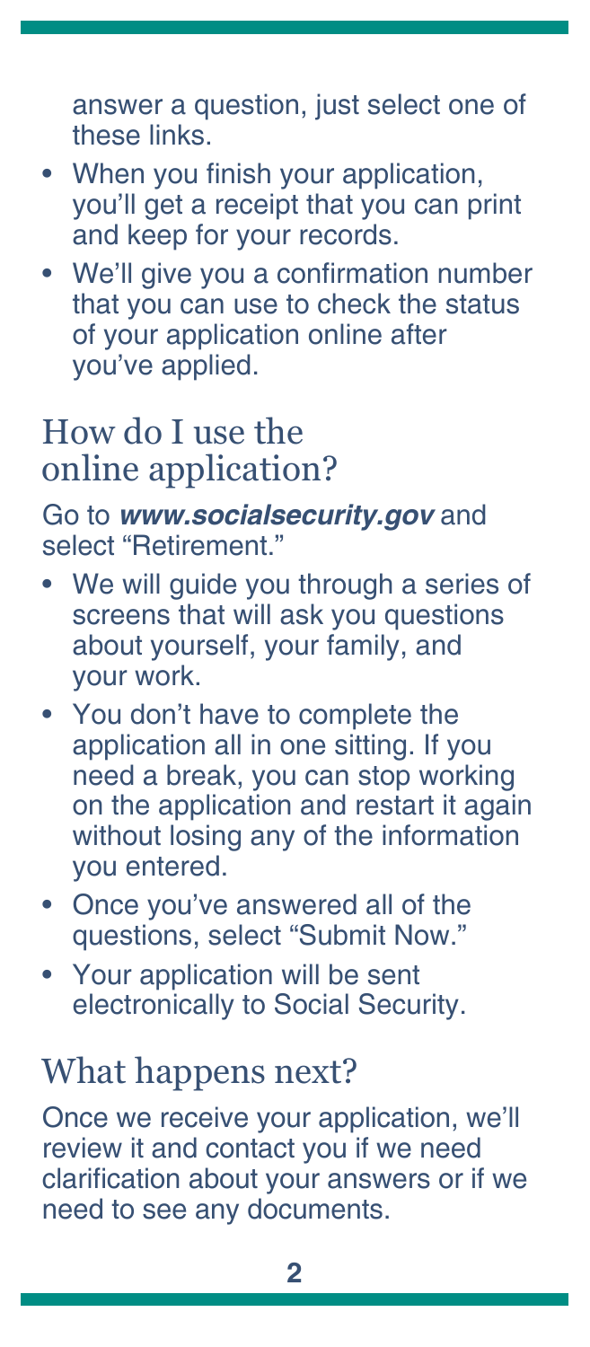answer a question, just select one of these links.

- When you finish your application, you'll get a receipt that you can print and keep for your records.
- We'll give you a confirmation number that you can use to check the status of your application online after you've applied.

## How do I use the online application?

Go to ***www.socialsecurity.gov*** and select "Retirement."

- We will guide you through a series of screens that will ask you questions about yourself, your family, and your work.
- You don't have to complete the application all in one sitting. If you need a break, you can stop working on the application and restart it again without losing any of the information you entered.
- Once you've answered all of the questions, select "Submit Now."
- Your application will be sent electronically to Social Security.

## What happens next?

Once we receive your application, we'll review it and contact you if we need clarification about your answers or if we need to see any documents.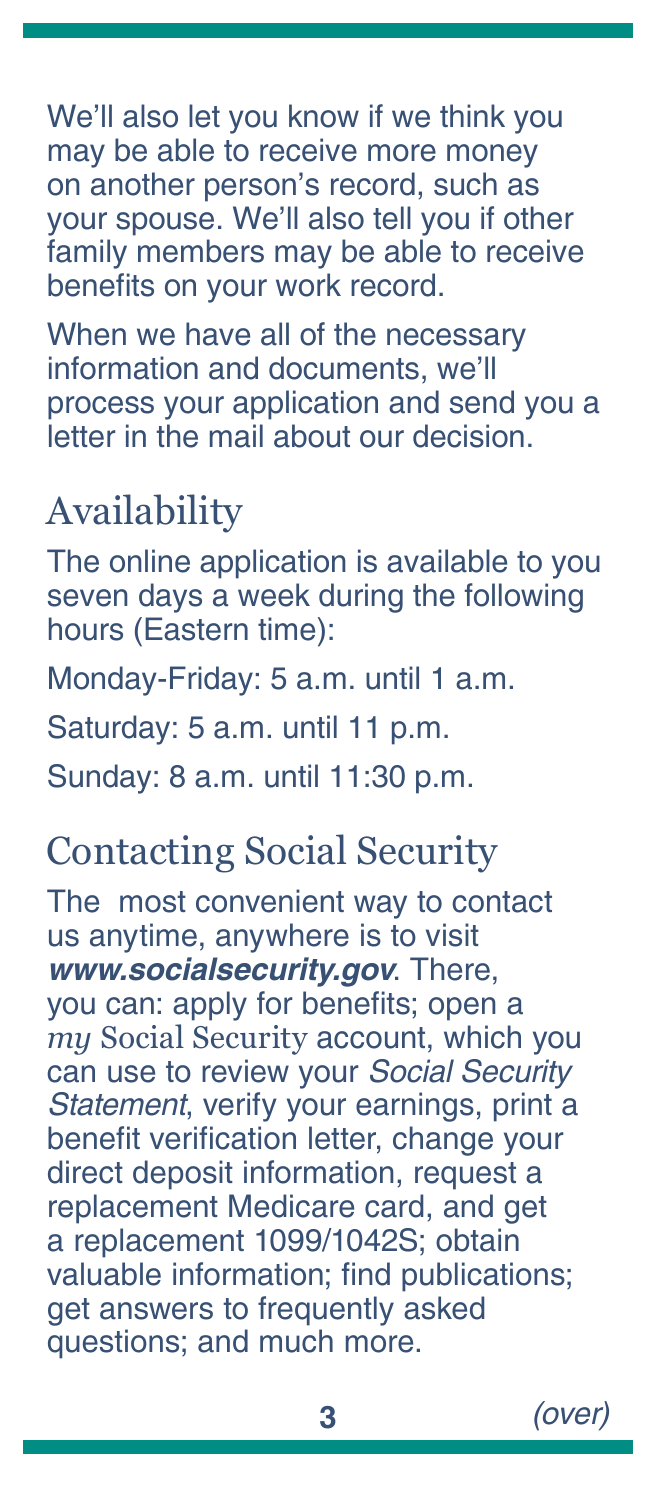We'll also let you know if we think you may be able to receive more money on another person's record, such as your spouse. We'll also tell you if other family members may be able to receive benefits on your work record.

When we have all of the necessary information and documents, we'll process your application and send you a letter in the mail about our decision.

## Availability

The online application is available to you seven days a week during the following hours (Eastern time):

Monday-Friday: 5 a.m. until 1 a.m.

Saturday: 5 a.m. until 11 p.m.

Sunday: 8 a.m. until 11:30 p.m.

## Contacting Social Security

The most convenient way to contact us anytime, anywhere is to visit ***www.socialsecurity.gov***. There, you can: apply for benefits; open a *my* Social Security account, which you can use to review your *Social Security Statement*, verify your earnings, print a benefit verification letter, change your direct deposit information, request a replacement Medicare card, and get a replacement 1099/1042S; obtain valuable information; find publications; get answers to frequently asked questions; and much more.

*(over)*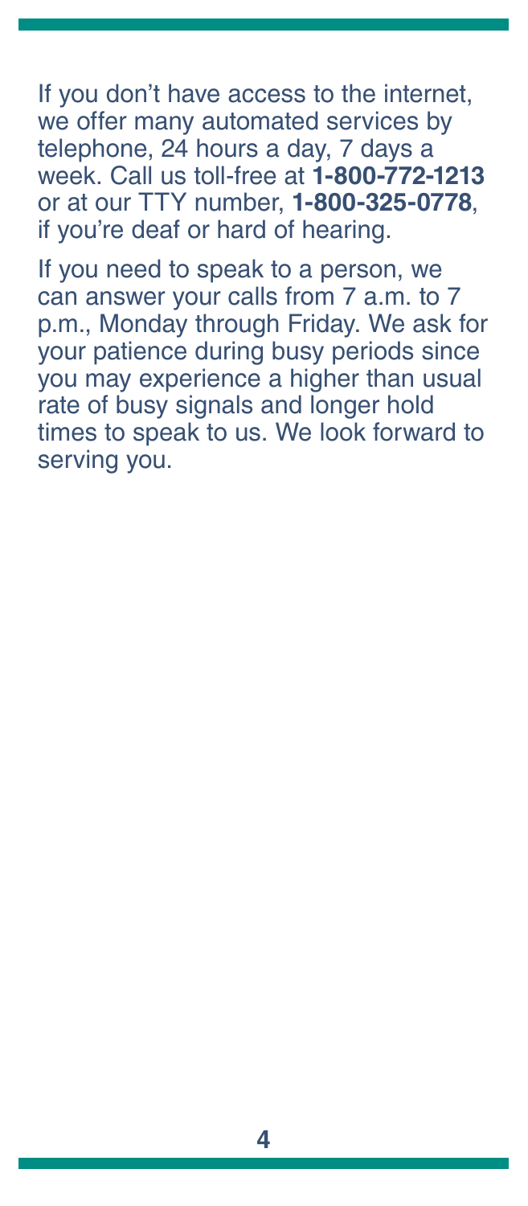If you don't have access to the internet, we offer many automated services by telephone, 24 hours a day, 7 days a week. Call us toll-free at **1-800-772-1213** or at our TTY number, **1-800-325-0778**, if you're deaf or hard of hearing.

If you need to speak to a person, we can answer your calls from 7 a.m. to 7 p.m., Monday through Friday. We ask for your patience during busy periods since you may experience a higher than usual rate of busy signals and longer hold times to speak to us. We look forward to serving you.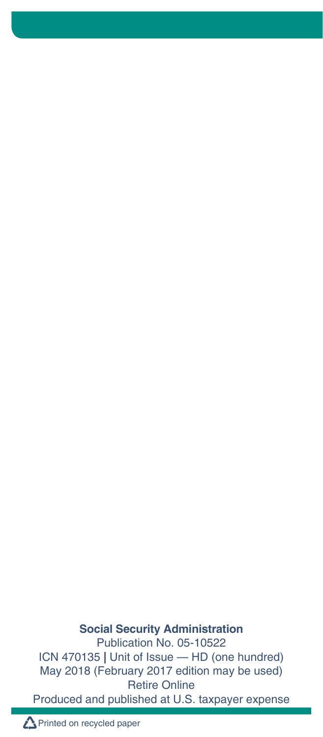**Social Security Administration**

Publication No. 05-10522

ICN 470135 | Unit of Issue — HD (one hundred)

May 2018 (February 2017 edition may be used)

Retire Online

Produced and published at U.S. taxpayer expense

Printed on recycled paper